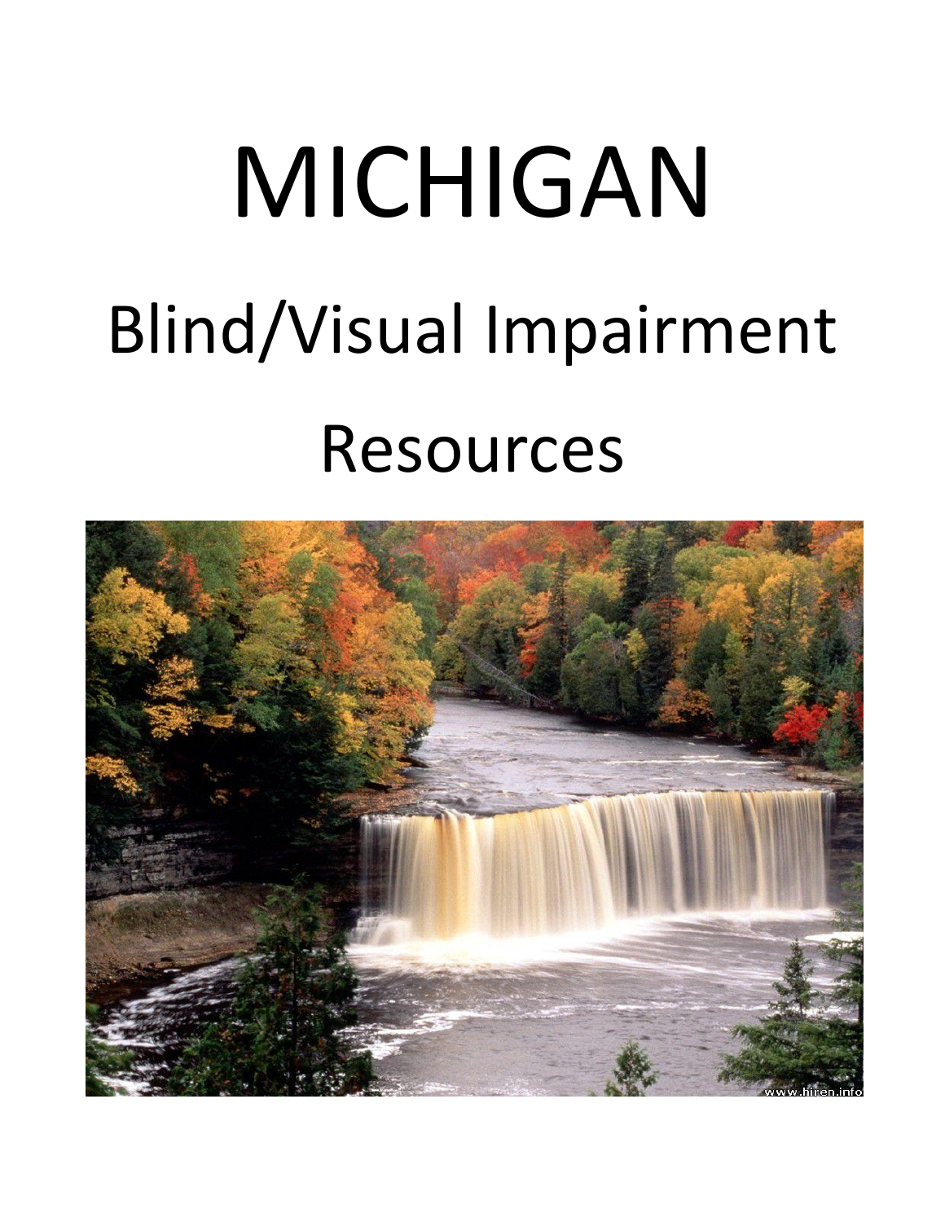# MICHIGAN

## Blind/Visual Impairment

## Resources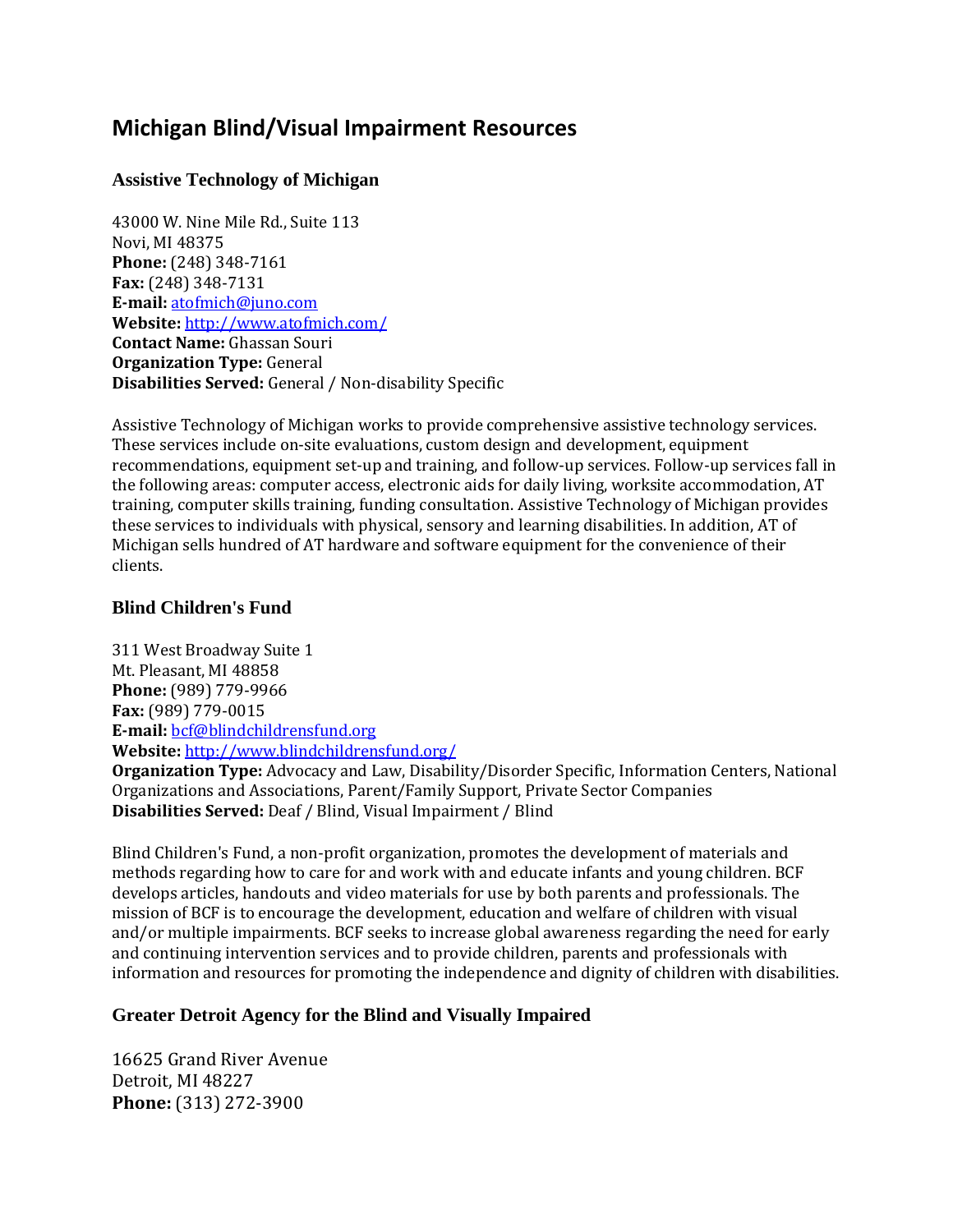# Michigan Blind/Visual Impairment Resources

### Assistive Technology of Michigan

43000 W. Nine Mile Rd., Suite 113
Novi, MI 48375
**Phone:** (248) 348-7161
**Fax:** (248) 348-7131
**E-mail:** atofmich@juno.com
**Website:** http://www.atofmich.com/
**Contact Name:** Ghassan Souri
**Organization Type:** General
**Disabilities Served:** General / Non-disability Specific

Assistive Technology of Michigan works to provide comprehensive assistive technology services. These services include on-site evaluations, custom design and development, equipment recommendations, equipment set-up and training, and follow-up services. Follow-up services fall in the following areas: computer access, electronic aids for daily living, worksite accommodation, AT training, computer skills training, funding consultation. Assistive Technology of Michigan provides these services to individuals with physical, sensory and learning disabilities. In addition, AT of Michigan sells hundred of AT hardware and software equipment for the convenience of their clients.

### Blind Children's Fund

311 West Broadway Suite 1
Mt. Pleasant, MI 48858
**Phone:** (989) 779-9966
**Fax:** (989) 779-0015
**E-mail:** bcf@blindchildrensfund.org
**Website:** http://www.blindchildrensfund.org/
**Organization Type:** Advocacy and Law, Disability/Disorder Specific, Information Centers, National Organizations and Associations, Parent/Family Support, Private Sector Companies
**Disabilities Served:** Deaf / Blind, Visual Impairment / Blind

Blind Children's Fund, a non-profit organization, promotes the development of materials and methods regarding how to care for and work with and educate infants and young children. BCF develops articles, handouts and video materials for use by both parents and professionals. The mission of BCF is to encourage the development, education and welfare of children with visual and/or multiple impairments. BCF seeks to increase global awareness regarding the need for early and continuing intervention services and to provide children, parents and professionals with information and resources for promoting the independence and dignity of children with disabilities.

### Greater Detroit Agency for the Blind and Visually Impaired

16625 Grand River Avenue
Detroit, MI 48227
**Phone:** (313) 272-3900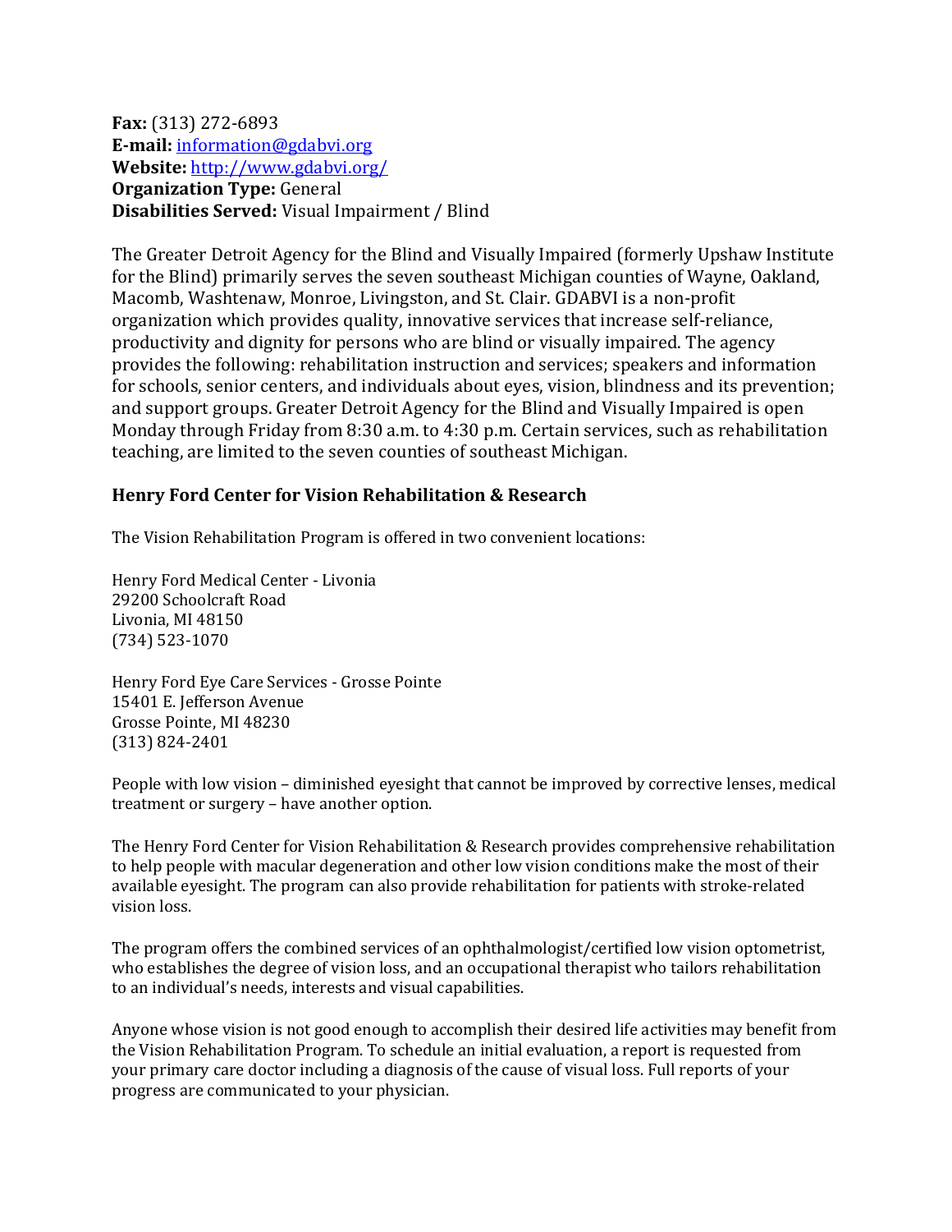**Fax:** (313) 272-6893
**E-mail:** information@gdabvi.org
**Website:** http://www.gdabvi.org/
**Organization Type:** General
**Disabilities Served:** Visual Impairment / Blind

The Greater Detroit Agency for the Blind and Visually Impaired (formerly Upshaw Institute for the Blind) primarily serves the seven southeast Michigan counties of Wayne, Oakland, Macomb, Washtenaw, Monroe, Livingston, and St. Clair. GDABVI is a non-profit organization which provides quality, innovative services that increase self-reliance, productivity and dignity for persons who are blind or visually impaired. The agency provides the following: rehabilitation instruction and services; speakers and information for schools, senior centers, and individuals about eyes, vision, blindness and its prevention; and support groups. Greater Detroit Agency for the Blind and Visually Impaired is open Monday through Friday from 8:30 a.m. to 4:30 p.m. Certain services, such as rehabilitation teaching, are limited to the seven counties of southeast Michigan.

### Henry Ford Center for Vision Rehabilitation & Research

The Vision Rehabilitation Program is offered in two convenient locations:

Henry Ford Medical Center - Livonia
29200 Schoolcraft Road
Livonia, MI 48150
(734) 523-1070

Henry Ford Eye Care Services - Grosse Pointe
15401 E. Jefferson Avenue
Grosse Pointe, MI 48230
(313) 824-2401

People with low vision – diminished eyesight that cannot be improved by corrective lenses, medical treatment or surgery – have another option.

The Henry Ford Center for Vision Rehabilitation & Research provides comprehensive rehabilitation to help people with macular degeneration and other low vision conditions make the most of their available eyesight. The program can also provide rehabilitation for patients with stroke-related vision loss.

The program offers the combined services of an ophthalmologist/certified low vision optometrist, who establishes the degree of vision loss, and an occupational therapist who tailors rehabilitation to an individual's needs, interests and visual capabilities.

Anyone whose vision is not good enough to accomplish their desired life activities may benefit from the Vision Rehabilitation Program. To schedule an initial evaluation, a report is requested from your primary care doctor including a diagnosis of the cause of visual loss. Full reports of your progress are communicated to your physician.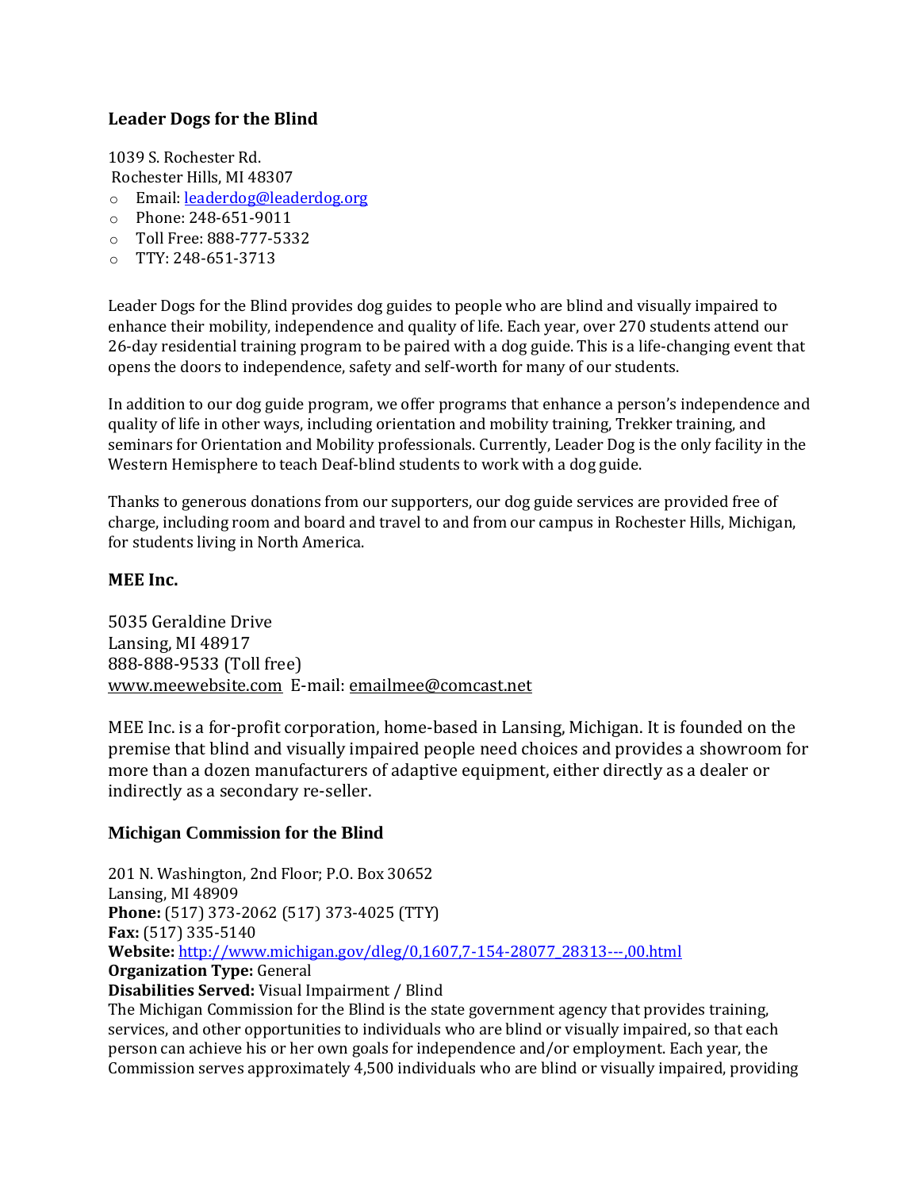### Leader Dogs for the Blind

1039 S. Rochester Rd.
Rochester Hills, MI 48307

- Email: leaderdog@leaderdog.org
- Phone: 248-651-9011
- Toll Free: 888-777-5332
- TTY: 248-651-3713

Leader Dogs for the Blind provides dog guides to people who are blind and visually impaired to enhance their mobility, independence and quality of life. Each year, over 270 students attend our 26-day residential training program to be paired with a dog guide. This is a life-changing event that opens the doors to independence, safety and self-worth for many of our students.

In addition to our dog guide program, we offer programs that enhance a person's independence and quality of life in other ways, including orientation and mobility training, Trekker training, and seminars for Orientation and Mobility professionals. Currently, Leader Dog is the only facility in the Western Hemisphere to teach Deaf-blind students to work with a dog guide.

Thanks to generous donations from our supporters, our dog guide services are provided free of charge, including room and board and travel to and from our campus in Rochester Hills, Michigan, for students living in North America.

### MEE Inc.

5035 Geraldine Drive
Lansing, MI 48917
888-888-9533 (Toll free)
www.meewebsite.com E-mail: emailmee@comcast.net

MEE Inc. is a for-profit corporation, home-based in Lansing, Michigan. It is founded on the premise that blind and visually impaired people need choices and provides a showroom for more than a dozen manufacturers of adaptive equipment, either directly as a dealer or indirectly as a secondary re-seller.

### Michigan Commission for the Blind

201 N. Washington, 2nd Floor; P.O. Box 30652
Lansing, MI 48909
**Phone:** (517) 373-2062 (517) 373-4025 (TTY)
**Fax:** (517) 335-5140
**Website:** http://www.michigan.gov/dleg/0,1607,7-154-28077_28313---,00.html
**Organization Type:** General
**Disabilities Served:** Visual Impairment / Blind
The Michigan Commission for the Blind is the state government agency that provides training, services, and other opportunities to individuals who are blind or visually impaired, so that each person can achieve his or her own goals for independence and/or employment. Each year, the Commission serves approximately 4,500 individuals who are blind or visually impaired, providing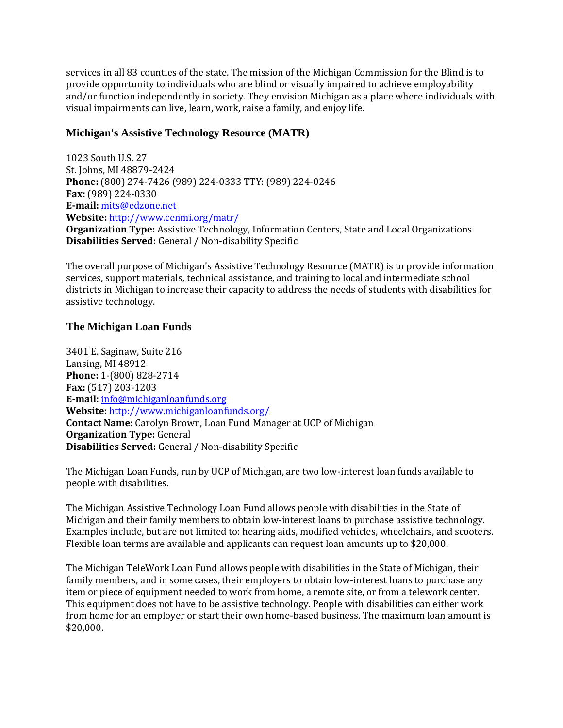services in all 83 counties of the state. The mission of the Michigan Commission for the Blind is to provide opportunity to individuals who are blind or visually impaired to achieve employability and/or function independently in society. They envision Michigan as a place where individuals with visual impairments can live, learn, work, raise a family, and enjoy life.

### Michigan's Assistive Technology Resource (MATR)

1023 South U.S. 27  
St. Johns, MI 48879-2424  
**Phone:** (800) 274-7426 (989) 224-0333 TTY: (989) 224-0246  
**Fax:** (989) 224-0330  
**E-mail:** mits@edzone.net  
**Website:** http://www.cenmi.org/matr/  
**Organization Type:** Assistive Technology, Information Centers, State and Local Organizations  
**Disabilities Served:** General / Non-disability Specific

The overall purpose of Michigan's Assistive Technology Resource (MATR) is to provide information services, support materials, technical assistance, and training to local and intermediate school districts in Michigan to increase their capacity to address the needs of students with disabilities for assistive technology.

### The Michigan Loan Funds

3401 E. Saginaw, Suite 216  
Lansing, MI 48912  
**Phone:** 1-(800) 828-2714  
**Fax:** (517) 203-1203  
**E-mail:** info@michiganloanfunds.org  
**Website:** http://www.michiganloanfunds.org/  
**Contact Name:** Carolyn Brown, Loan Fund Manager at UCP of Michigan  
**Organization Type:** General  
**Disabilities Served:** General / Non-disability Specific

The Michigan Loan Funds, run by UCP of Michigan, are two low-interest loan funds available to people with disabilities.

The Michigan Assistive Technology Loan Fund allows people with disabilities in the State of Michigan and their family members to obtain low-interest loans to purchase assistive technology. Examples include, but are not limited to: hearing aids, modified vehicles, wheelchairs, and scooters. Flexible loan terms are available and applicants can request loan amounts up to $20,000.

The Michigan TeleWork Loan Fund allows people with disabilities in the State of Michigan, their family members, and in some cases, their employers to obtain low-interest loans to purchase any item or piece of equipment needed to work from home, a remote site, or from a telework center. This equipment does not have to be assistive technology. People with disabilities can either work from home for an employer or start their own home-based business. The maximum loan amount is $20,000.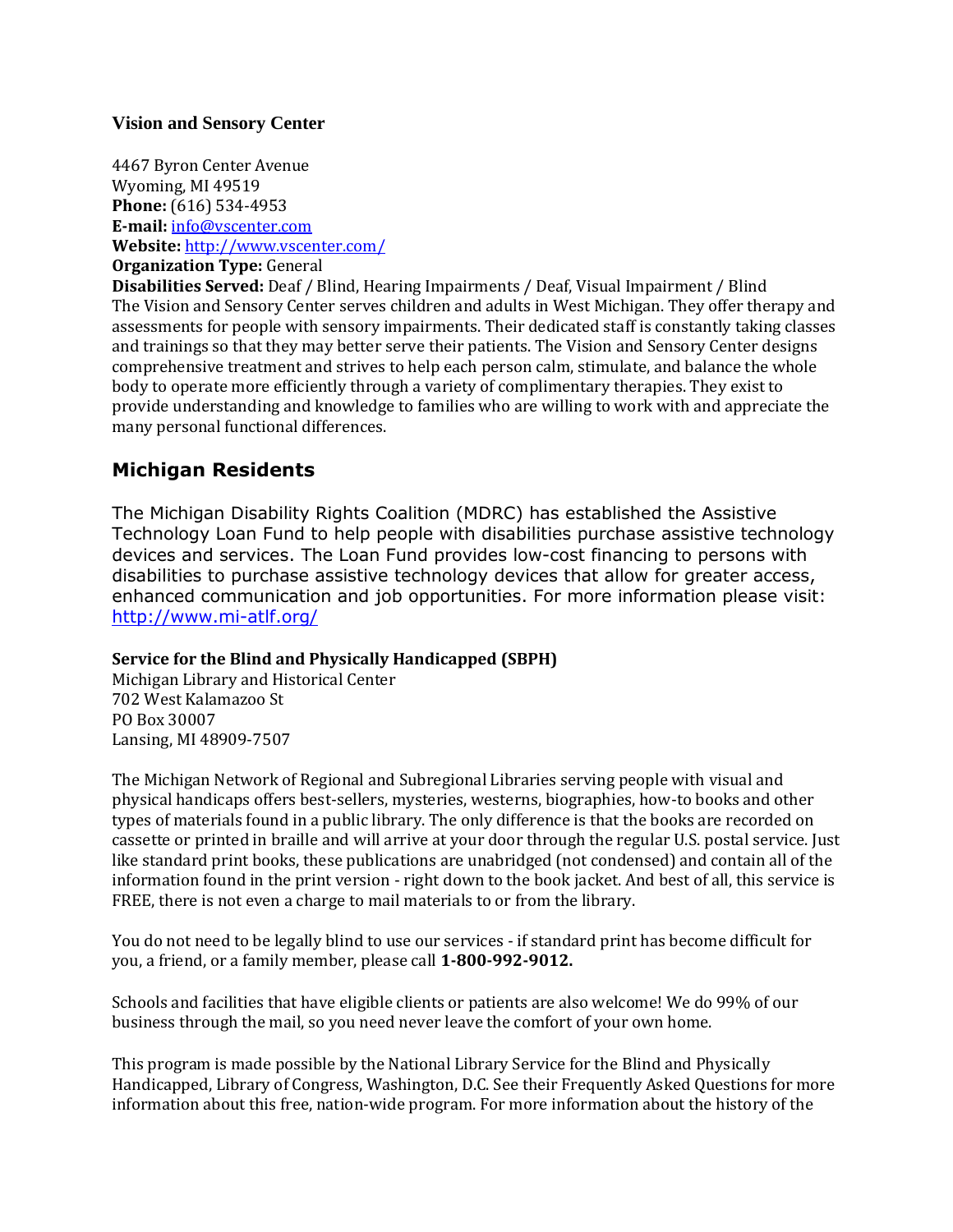**Vision and Sensory Center**

4467 Byron Center Avenue
Wyoming, MI 49519
**Phone:** (616) 534-4953
**E-mail:** [info@vscenter.com](mailto:info@vscenter.com)
**Website:** [http://www.vscenter.com/](http://www.vscenter.com/)
**Organization Type:** General
**Disabilities Served:** Deaf / Blind, Hearing Impairments / Deaf, Visual Impairment / Blind
The Vision and Sensory Center serves children and adults in West Michigan. They offer therapy and assessments for people with sensory impairments. Their dedicated staff is constantly taking classes and trainings so that they may better serve their patients. The Vision and Sensory Center designs comprehensive treatment and strives to help each person calm, stimulate, and balance the whole body to operate more efficiently through a variety of complimentary therapies. They exist to provide understanding and knowledge to families who are willing to work with and appreciate the many personal functional differences.

## Michigan Residents

The Michigan Disability Rights Coalition (MDRC) has established the Assistive Technology Loan Fund to help people with disabilities purchase assistive technology devices and services. The Loan Fund provides low-cost financing to persons with disabilities to purchase assistive technology devices that allow for greater access, enhanced communication and job opportunities. For more information please visit: [http://www.mi-atlf.org/](http://www.mi-atlf.org/)

**Service for the Blind and Physically Handicapped (SBPH)**
Michigan Library and Historical Center
702 West Kalamazoo St
PO Box 30007
Lansing, MI 48909-7507

The Michigan Network of Regional and Subregional Libraries serving people with visual and physical handicaps offers best-sellers, mysteries, westerns, biographies, how-to books and other types of materials found in a public library. The only difference is that the books are recorded on cassette or printed in braille and will arrive at your door through the regular U.S. postal service. Just like standard print books, these publications are unabridged (not condensed) and contain all of the information found in the print version - right down to the book jacket. And best of all, this service is FREE, there is not even a charge to mail materials to or from the library.

You do not need to be legally blind to use our services - if standard print has become difficult for you, a friend, or a family member, please call **1-800-992-9012.**

Schools and facilities that have eligible clients or patients are also welcome! We do 99% of our business through the mail, so you need never leave the comfort of your own home.

This program is made possible by the National Library Service for the Blind and Physically Handicapped, Library of Congress, Washington, D.C. See their Frequently Asked Questions for more information about this free, nation-wide program. For more information about the history of the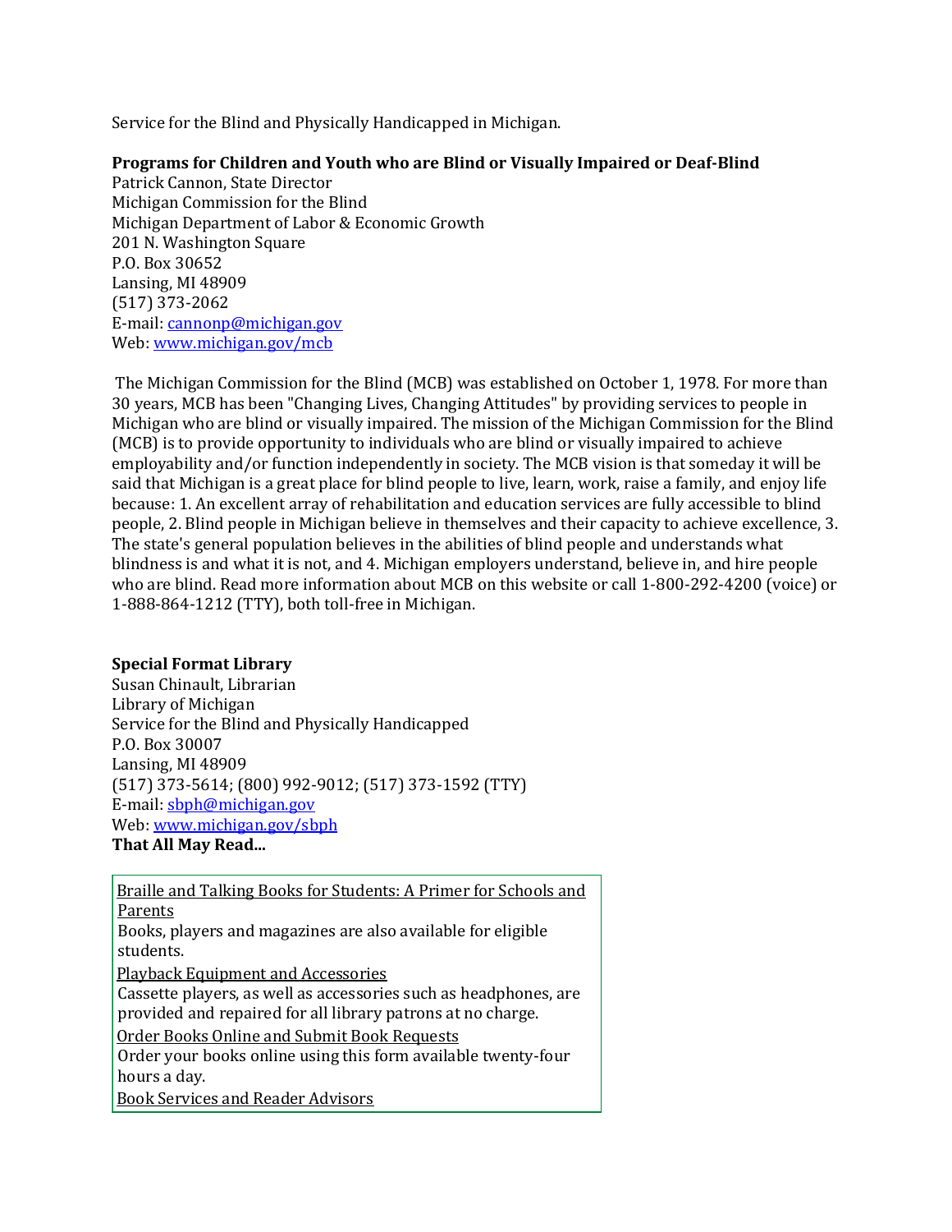Service for the Blind and Physically Handicapped in Michigan.

**Programs for Children and Youth who are Blind or Visually Impaired or Deaf-Blind**
Patrick Cannon, State Director
Michigan Commission for the Blind
Michigan Department of Labor & Economic Growth
201 N. Washington Square
P.O. Box 30652
Lansing, MI 48909
(517) 373-2062
E-mail: cannonp@michigan.gov
Web: www.michigan.gov/mcb

The Michigan Commission for the Blind (MCB) was established on October 1, 1978. For more than 30 years, MCB has been "Changing Lives, Changing Attitudes" by providing services to people in Michigan who are blind or visually impaired. The mission of the Michigan Commission for the Blind (MCB) is to provide opportunity to individuals who are blind or visually impaired to achieve employability and/or function independently in society. The MCB vision is that someday it will be said that Michigan is a great place for blind people to live, learn, work, raise a family, and enjoy life because: 1. An excellent array of rehabilitation and education services are fully accessible to blind people, 2. Blind people in Michigan believe in themselves and their capacity to achieve excellence, 3. The state's general population believes in the abilities of blind people and understands what blindness is and what it is not, and 4. Michigan employers understand, believe in, and hire people who are blind. Read more information about MCB on this website or call 1-800-292-4200 (voice) or 1-888-864-1212 (TTY), both toll-free in Michigan.

**Special Format Library**
Susan Chinault, Librarian
Library of Michigan
Service for the Blind and Physically Handicapped
P.O. Box 30007
Lansing, MI 48909
(517) 373-5614; (800) 992-9012; (517) 373-1592 (TTY)
E-mail: sbph@michigan.gov
Web: www.michigan.gov/sbph
**That All May Read...**

Braille and Talking Books for Students: A Primer for Schools and Parents
Books, players and magazines are also available for eligible students.
Playback Equipment and Accessories
Cassette players, as well as accessories such as headphones, are provided and repaired for all library patrons at no charge.
Order Books Online and Submit Book Requests
Order your books online using this form available twenty-four hours a day.
Book Services and Reader Advisors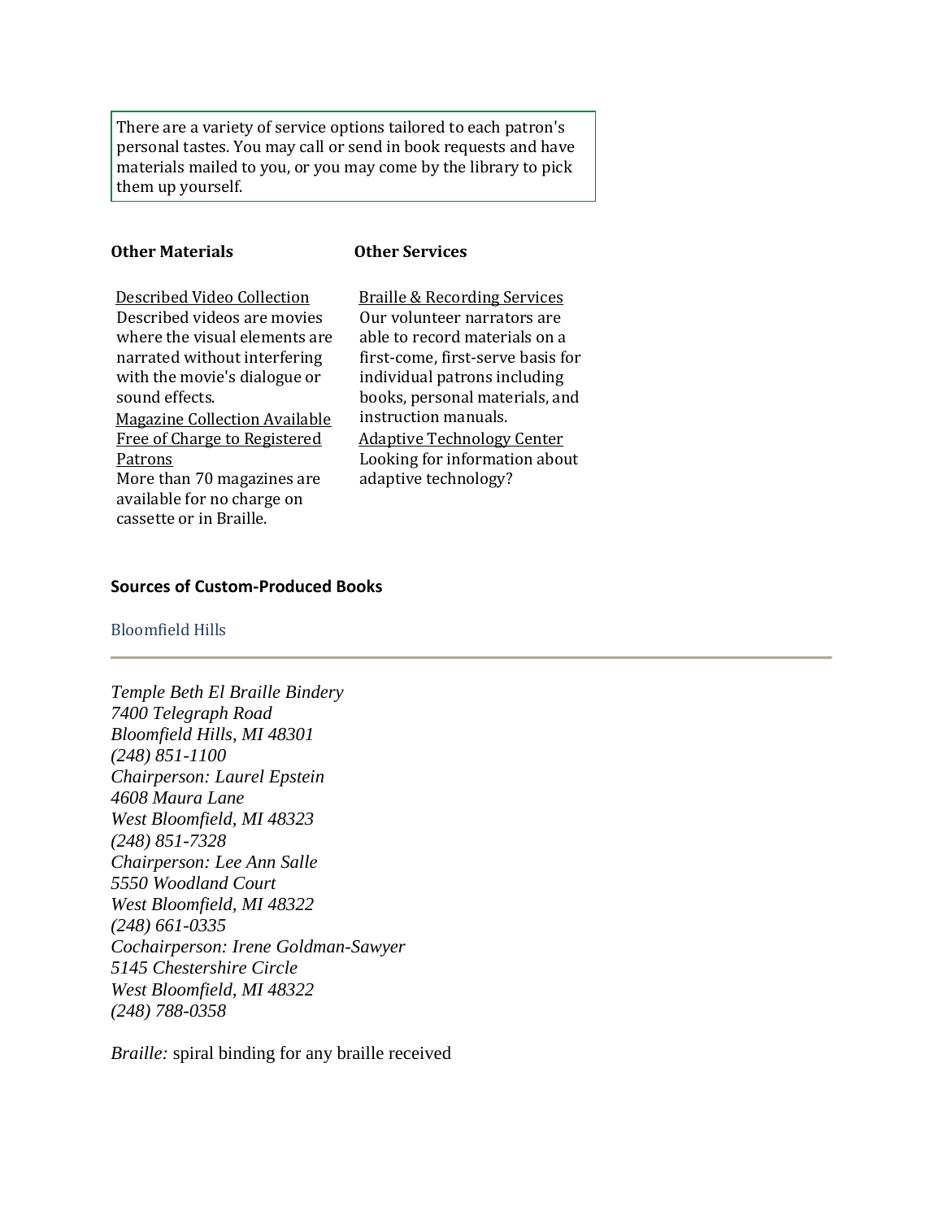There are a variety of service options tailored to each patron's personal tastes. You may call or send in book requests and have materials mailed to you, or you may come by the library to pick them up yourself.

**Other Materials**

Described Video Collection
Described videos are movies where the visual elements are narrated without interfering with the movie's dialogue or sound effects.

Magazine Collection Available Free of Charge to Registered Patrons
More than 70 magazines are available for no charge on cassette or in Braille.

**Other Services**

Braille & Recording Services
Our volunteer narrators are able to record materials on a first-come, first-serve basis for individual patrons including books, personal materials, and instruction manuals.

Adaptive Technology Center
Looking for information about adaptive technology?

**Sources of Custom-Produced Books**

Bloomfield Hills

---

*Temple Beth El Braille Bindery*
*7400 Telegraph Road*
*Bloomfield Hills, MI 48301*
*(248) 851-1100*
*Chairperson: Laurel Epstein*
*4608 Maura Lane*
*West Bloomfield, MI 48323*
*(248) 851-7328*
*Chairperson: Lee Ann Salle*
*5550 Woodland Court*
*West Bloomfield, MI 48322*
*(248) 661-0335*
*Cochairperson: Irene Goldman-Sawyer*
*5145 Chestershire Circle*
*West Bloomfield, MI 48322*
*(248) 788-0358*

*Braille:* spiral binding for any braille received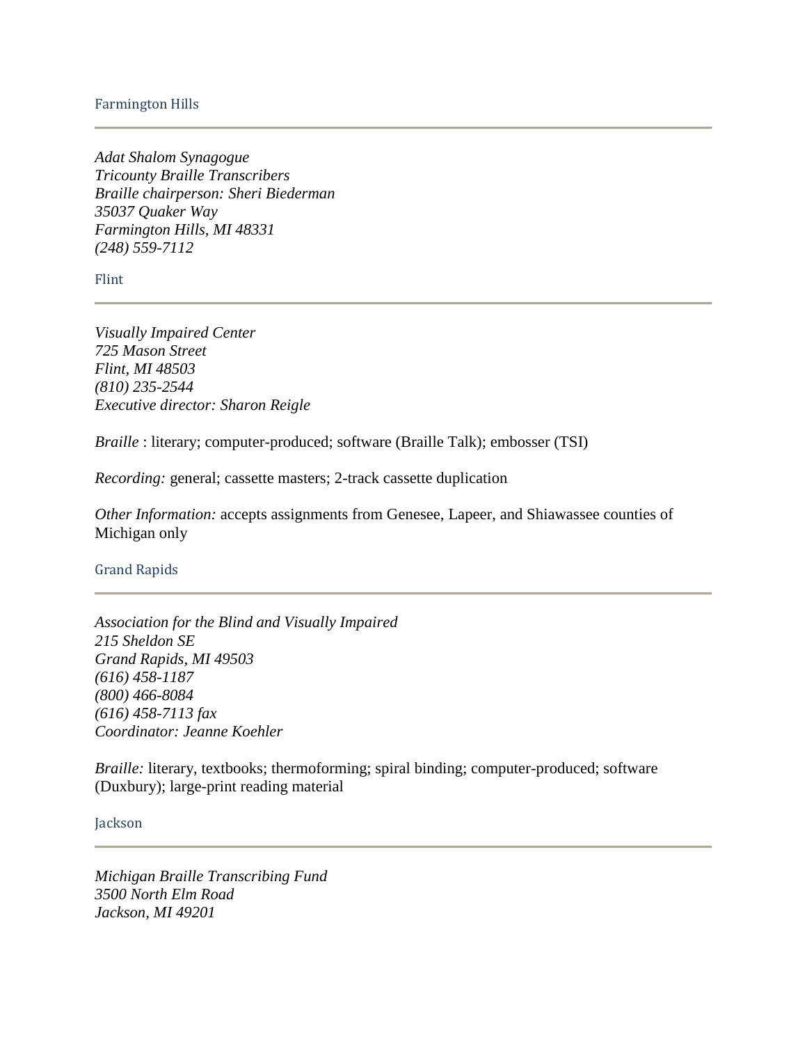### Farmington Hills

---

*Adat Shalom Synagogue*
*Tricounty Braille Transcribers*
*Braille chairperson: Sheri Biederman*
*35037 Quaker Way*
*Farmington Hills, MI 48331*
*(248) 559-7112*

### Flint

---

*Visually Impaired Center*
*725 Mason Street*
*Flint, MI 48503*
*(810) 235-2544*
*Executive director: Sharon Reigle*

*Braille* : literary; computer-produced; software (Braille Talk); embosser (TSI)

*Recording:* general; cassette masters; 2-track cassette duplication

*Other Information:* accepts assignments from Genesee, Lapeer, and Shiawassee counties of Michigan only

### Grand Rapids

---

*Association for the Blind and Visually Impaired*
*215 Sheldon SE*
*Grand Rapids, MI 49503*
*(616) 458-1187*
*(800) 466-8084*
*(616) 458-7113 fax*
*Coordinator: Jeanne Koehler*

*Braille:* literary, textbooks; thermoforming; spiral binding; computer-produced; software (Duxbury); large-print reading material

### Jackson

---

*Michigan Braille Transcribing Fund*
*3500 North Elm Road*
*Jackson, MI 49201*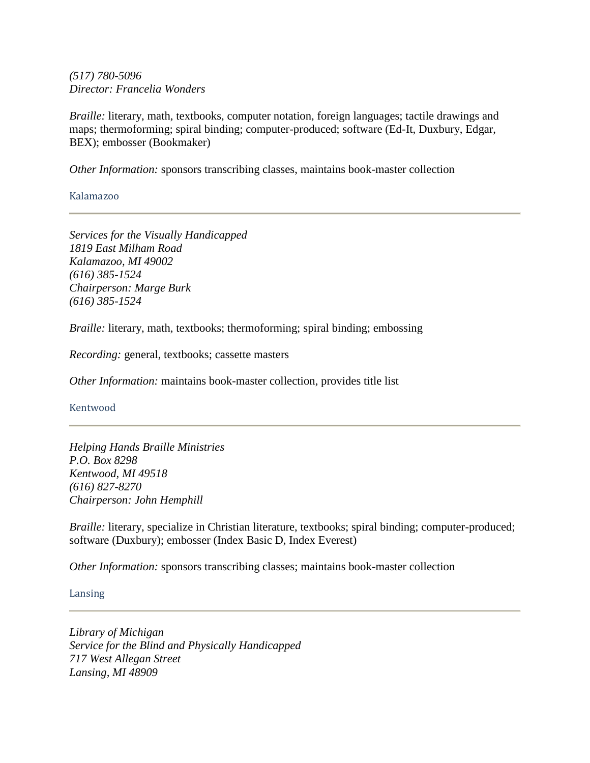*(517) 780-5096*
*Director: Francelia Wonders*

*Braille:* literary, math, textbooks, computer notation, foreign languages; tactile drawings and maps; thermoforming; spiral binding; computer-produced; software (Ed-It, Duxbury, Edgar, BEX); embosser (Bookmaker)

*Other Information:* sponsors transcribing classes, maintains book-master collection

### Kalamazoo

---

*Services for the Visually Handicapped*
*1819 East Milham Road*
*Kalamazoo, MI 49002*
*(616) 385-1524*
*Chairperson: Marge Burk*
*(616) 385-1524*

*Braille:* literary, math, textbooks; thermoforming; spiral binding; embossing

*Recording:* general, textbooks; cassette masters

*Other Information:* maintains book-master collection, provides title list

### Kentwood

---

*Helping Hands Braille Ministries*
*P.O. Box 8298*
*Kentwood, MI 49518*
*(616) 827-8270*
*Chairperson: John Hemphill*

*Braille:* literary, specialize in Christian literature, textbooks; spiral binding; computer-produced; software (Duxbury); embosser (Index Basic D, Index Everest)

*Other Information:* sponsors transcribing classes; maintains book-master collection

### Lansing

---

*Library of Michigan*
*Service for the Blind and Physically Handicapped*
*717 West Allegan Street*
*Lansing, MI 48909*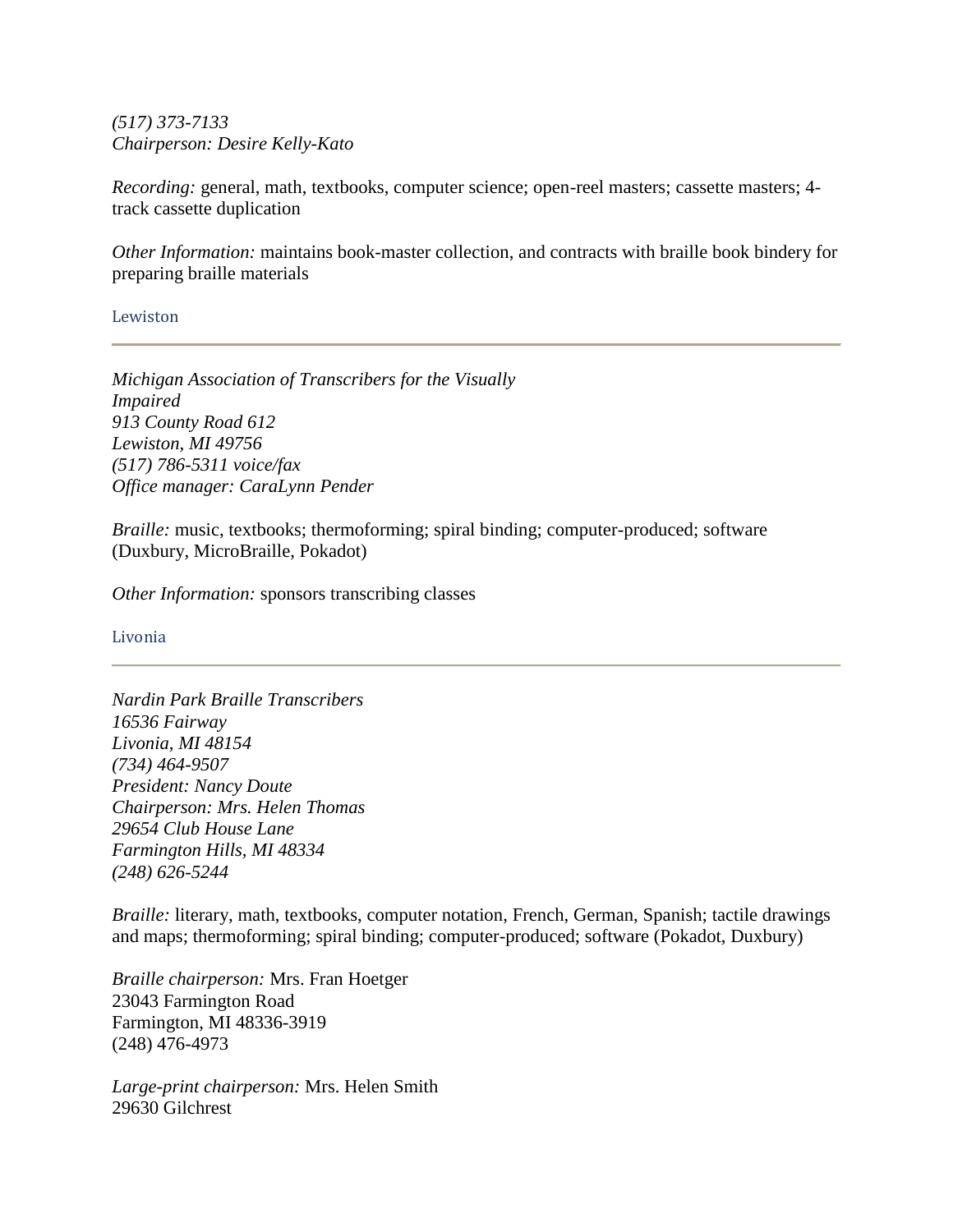*(517) 373-7133*
*Chairperson: Desire Kelly-Kato*

*Recording:* general, math, textbooks, computer science; open-reel masters; cassette masters; 4-track cassette duplication

*Other Information:* maintains book-master collection, and contracts with braille book bindery for preparing braille materials

### Lewiston

---

*Michigan Association of Transcribers for the Visually Impaired*
*913 County Road 612*
*Lewiston, MI 49756*
*(517) 786-5311 voice/fax*
*Office manager: CaraLynn Pender*

*Braille:* music, textbooks; thermoforming; spiral binding; computer-produced; software (Duxbury, MicroBraille, Pokadot)

*Other Information:* sponsors transcribing classes

### Livonia

---

*Nardin Park Braille Transcribers*
*16536 Fairway*
*Livonia, MI 48154*
*(734) 464-9507*
*President: Nancy Doute*
*Chairperson: Mrs. Helen Thomas*
*29654 Club House Lane*
*Farmington Hills, MI 48334*
*(248) 626-5244*

*Braille:* literary, math, textbooks, computer notation, French, German, Spanish; tactile drawings and maps; thermoforming; spiral binding; computer-produced; software (Pokadot, Duxbury)

*Braille chairperson:* Mrs. Fran Hoetger
23043 Farmington Road
Farmington, MI 48336-3919
(248) 476-4973

*Large-print chairperson:* Mrs. Helen Smith
29630 Gilchrest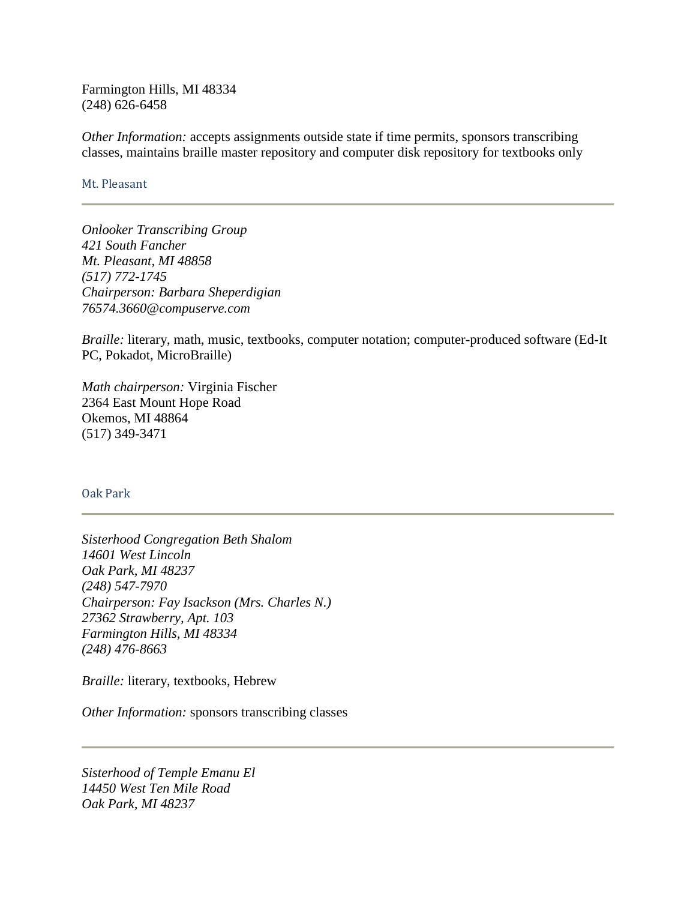Farmington Hills, MI 48334
(248) 626-6458

*Other Information:* accepts assignments outside state if time permits, sponsors transcribing classes, maintains braille master repository and computer disk repository for textbooks only

### Mt. Pleasant

---

*Onlooker Transcribing Group*
*421 South Fancher*
*Mt. Pleasant, MI 48858*
*(517) 772-1745*
*Chairperson: Barbara Sheperdigian*
*76574.3660@compuserve.com*

*Braille:* literary, math, music, textbooks, computer notation; computer-produced software (Ed-It PC, Pokadot, MicroBraille)

*Math chairperson:* Virginia Fischer
2364 East Mount Hope Road
Okemos, MI 48864
(517) 349-3471

### Oak Park

---

*Sisterhood Congregation Beth Shalom*
*14601 West Lincoln*
*Oak Park, MI 48237*
*(248) 547-7970*
*Chairperson: Fay Isackson (Mrs. Charles N.)*
*27362 Strawberry, Apt. 103*
*Farmington Hills, MI 48334*
*(248) 476-8663*

*Braille:* literary, textbooks, Hebrew

*Other Information:* sponsors transcribing classes

---

*Sisterhood of Temple Emanu El*
*14450 West Ten Mile Road*
*Oak Park, MI 48237*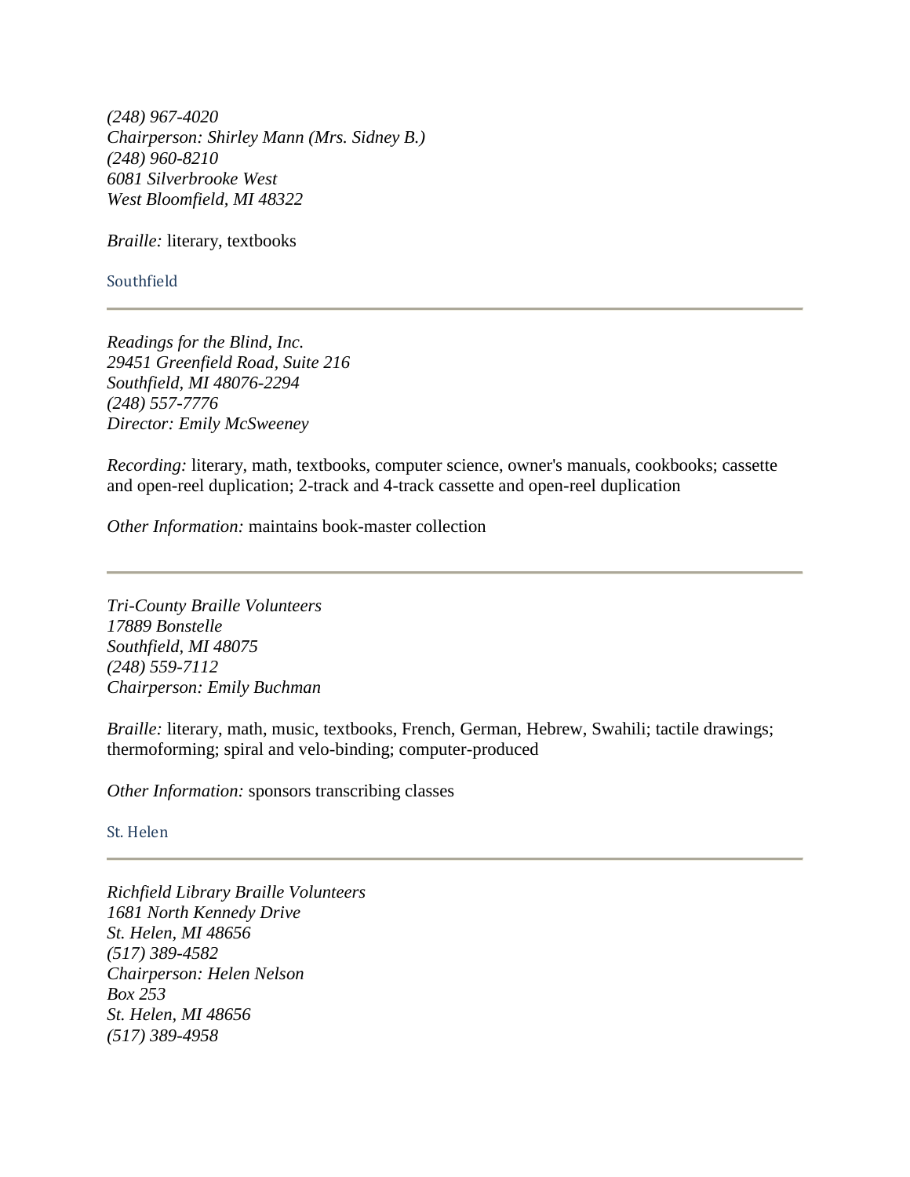*(248) 967-4020*
*Chairperson: Shirley Mann (Mrs. Sidney B.)*
*(248) 960-8210*
*6081 Silverbrooke West*
*West Bloomfield, MI 48322*

*Braille:* literary, textbooks

### Southfield

---

*Readings for the Blind, Inc.*
*29451 Greenfield Road, Suite 216*
*Southfield, MI 48076-2294*
*(248) 557-7776*
*Director: Emily McSweeney*

*Recording:* literary, math, textbooks, computer science, owner's manuals, cookbooks; cassette and open-reel duplication; 2-track and 4-track cassette and open-reel duplication

*Other Information:* maintains book-master collection

---

*Tri-County Braille Volunteers*
*17889 Bonstelle*
*Southfield, MI 48075*
*(248) 559-7112*
*Chairperson: Emily Buchman*

*Braille:* literary, math, music, textbooks, French, German, Hebrew, Swahili; tactile drawings; thermoforming; spiral and velo-binding; computer-produced

*Other Information:* sponsors transcribing classes

### St. Helen

---

*Richfield Library Braille Volunteers*
*1681 North Kennedy Drive*
*St. Helen, MI 48656*
*(517) 389-4582*
*Chairperson: Helen Nelson*
*Box 253*
*St. Helen, MI 48656*
*(517) 389-4958*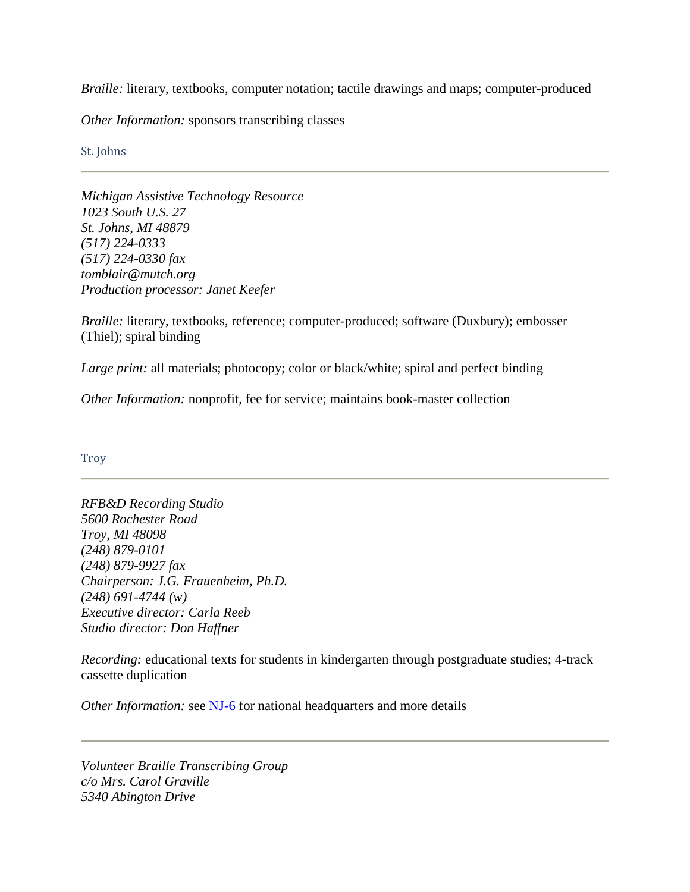*Braille:* literary, textbooks, computer notation; tactile drawings and maps; computer-produced

*Other Information:* sponsors transcribing classes

### St. Johns

---

*Michigan Assistive Technology Resource*
*1023 South U.S. 27*
*St. Johns, MI 48879*
*(517) 224-0333*
*(517) 224-0330 fax*
*tomblair@mutch.org*
*Production processor: Janet Keefer*

*Braille:* literary, textbooks, reference; computer-produced; software (Duxbury); embosser (Thiel); spiral binding

*Large print:* all materials; photocopy; color or black/white; spiral and perfect binding

*Other Information:* nonprofit, fee for service; maintains book-master collection

### Troy

---

*RFB&D Recording Studio*
*5600 Rochester Road*
*Troy, MI 48098*
*(248) 879-0101*
*(248) 879-9927 fax*
*Chairperson: J.G. Frauenheim, Ph.D.*
*(248) 691-4744 (w)*
*Executive director: Carla Reeb*
*Studio director: Don Haffner*

*Recording:* educational texts for students in kindergarten through postgraduate studies; 4-track cassette duplication

*Other Information:* see NJ-6 for national headquarters and more details

---

*Volunteer Braille Transcribing Group*
*c/o Mrs. Carol Graville*
*5340 Abington Drive*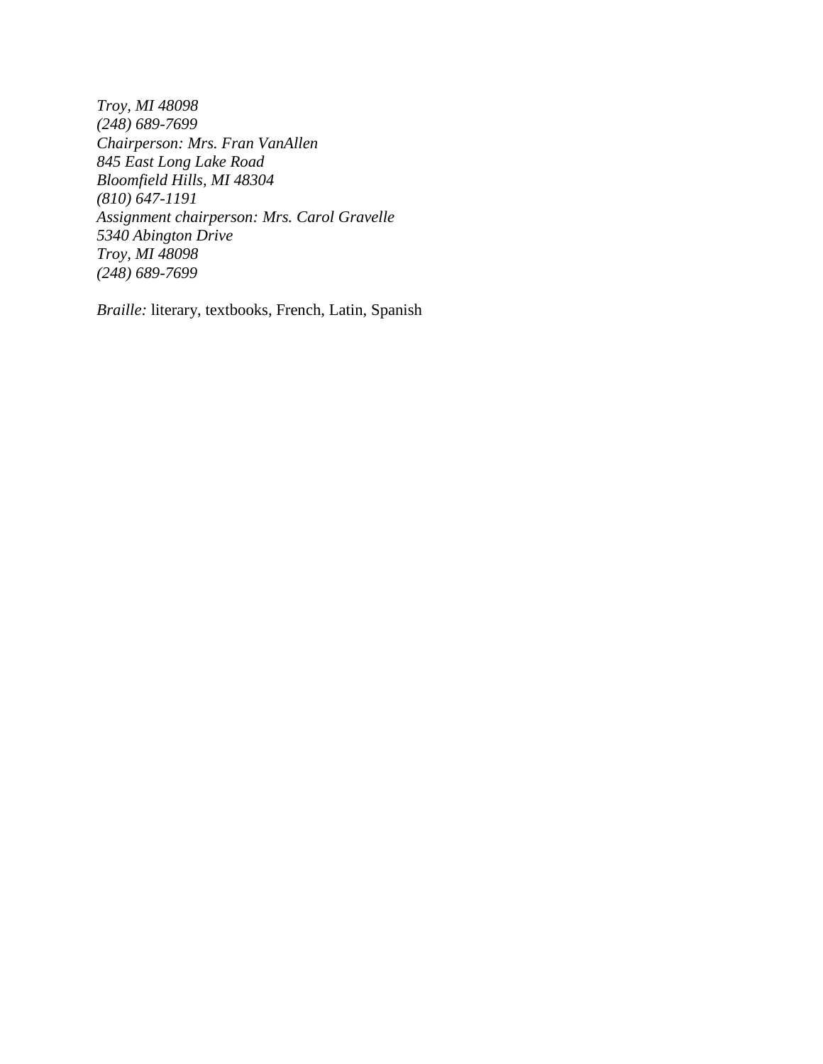*Troy, MI 48098*
*(248) 689-7699*
*Chairperson: Mrs. Fran VanAllen*
*845 East Long Lake Road*
*Bloomfield Hills, MI 48304*
*(810) 647-1191*
*Assignment chairperson: Mrs. Carol Gravelle*
*5340 Abington Drive*
*Troy, MI 48098*
*(248) 689-7699*

*Braille:* literary, textbooks, French, Latin, Spanish